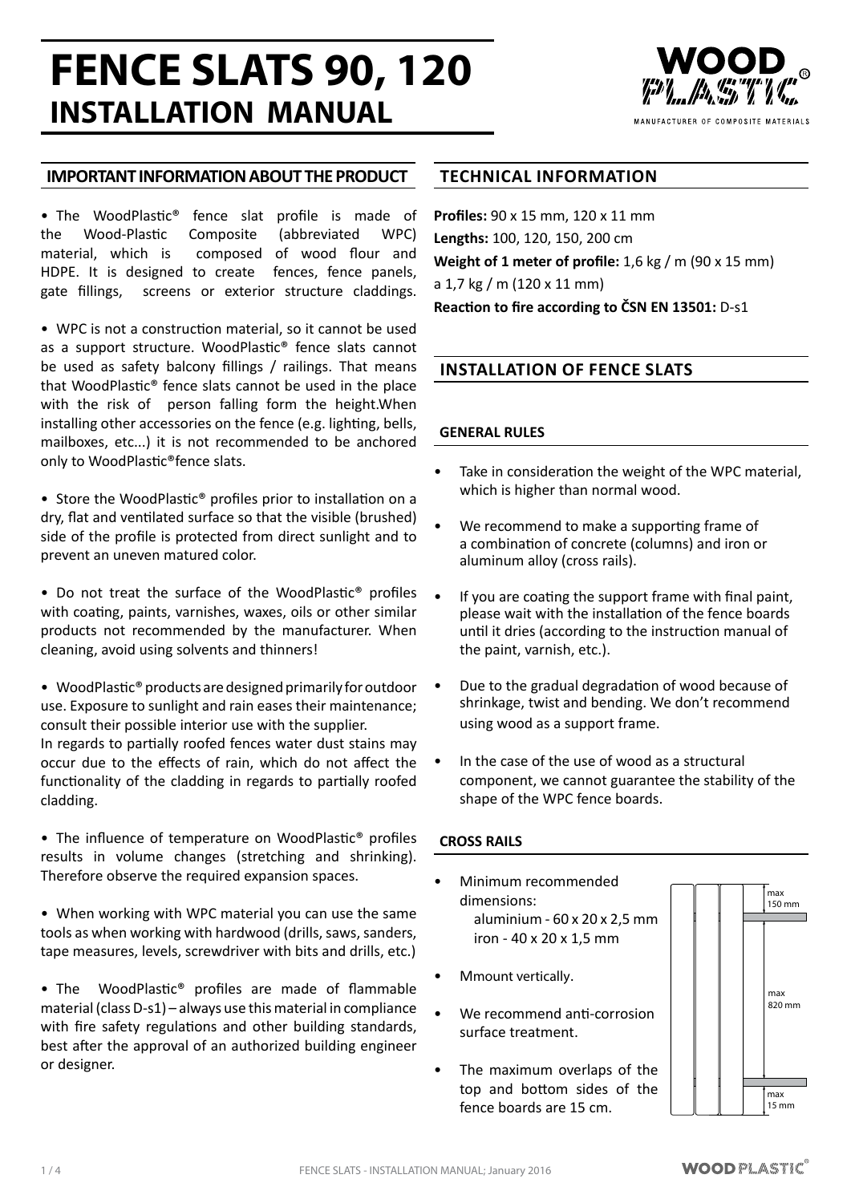# FENCE SLATS 90, 120
## INSTALLATION MANUAL

WOOD PLASTIC®
MANUFACTURER OF COMPOSITE MATERIALS

## IMPORTANT INFORMATION ABOUT THE PRODUCT

• The WoodPlastic® fence slat profile is made of the Wood-Plastic Composite (abbreviated WPC) material, which is composed of wood flour and HDPE. It is designed to create fences, fence panels, gate fillings, screens or exterior structure claddings.

• WPC is not a construction material, so it cannot be used as a support structure. WoodPlastic® fence slats cannot be used as safety balcony fillings / railings. That means that WoodPlastic® fence slats cannot be used in the place with the risk of person falling form the height.When installing other accessories on the fence (e.g. lighting, bells, mailboxes, etc...) it is not recommended to be anchored only to WoodPlastic®fence slats.

• Store the WoodPlastic® profiles prior to installation on a dry, flat and ventilated surface so that the visible (brushed) side of the profile is protected from direct sunlight and to prevent an uneven matured color.

• Do not treat the surface of the WoodPlastic® profiles with coating, paints, varnishes, waxes, oils or other similar products not recommended by the manufacturer. When cleaning, avoid using solvents and thinners!

• WoodPlastic® products are designed primarily for outdoor use. Exposure to sunlight and rain eases their maintenance; consult their possible interior use with the supplier.
In regards to partially roofed fences water dust stains may occur due to the effects of rain, which do not affect the functionality of the cladding in regards to partially roofed cladding.

• The influence of temperature on WoodPlastic® profiles results in volume changes (stretching and shrinking). Therefore observe the required expansion spaces.

• When working with WPC material you can use the same tools as when working with hardwood (drills, saws, sanders, tape measures, levels, screwdriver with bits and drills, etc.)

• The WoodPlastic® profiles are made of flammable material (class D-s1) – always use this material in compliance with fire safety regulations and other building standards, best after the approval of an authorized building engineer or designer.

## TECHNICAL INFORMATION

**Profiles:** 90 x 15 mm, 120 x 11 mm
**Lengths:** 100, 120, 150, 200 cm
**Weight of 1 meter of profile:** 1,6 kg / m (90 x 15 mm) a 1,7 kg / m (120 x 11 mm)
**Reaction to fire according to ČSN EN 13501:** D-s1

## INSTALLATION OF FENCE SLATS

### GENERAL RULES

- Take in consideration the weight of the WPC material, which is higher than normal wood.
- We recommend to make a supporting frame of a combination of concrete (columns) and iron or aluminum alloy (cross rails).
- If you are coating the support frame with final paint, please wait with the installation of the fence boards until it dries (according to the instruction manual of the paint, varnish, etc.).
- Due to the gradual degradation of wood because of shrinkage, twist and bending. We don't recommend using wood as a support frame.
- In the case of the use of wood as a structural component, we cannot guarantee the stability of the shape of the WPC fence boards.

### CROSS RAILS

- Minimum recommended dimensions:
  aluminium - 60 x 20 x 2,5 mm
  iron - 40 x 20 x 1,5 mm
- Mmount vertically.
- We recommend anti-corrosion surface treatment.
- The maximum overlaps of the top and bottom sides of the fence boards are 15 cm.

max 150 mm
max 820 mm
max 15 mm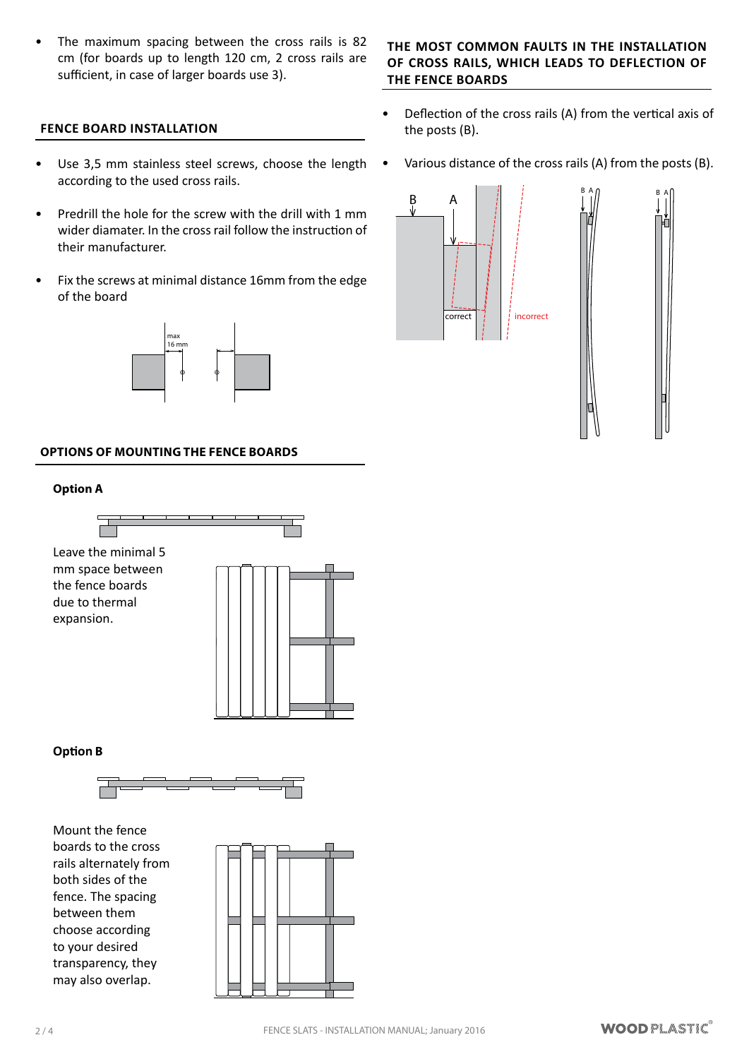- The maximum spacing between the cross rails is 82 cm (for boards up to length 120 cm, 2 cross rails are sufficient, in case of larger boards use 3).

## FENCE BOARD INSTALLATION

- Use 3,5 mm stainless steel screws, choose the length according to the used cross rails.
- Predrill the hole for the screw with the drill with 1 mm wider diamater. In the cross rail follow the instruction of their manufacturer.
- Fix the screws at minimal distance 16mm from the edge of the board

max 16 mm

## OPTIONS OF MOUNTING THE FENCE BOARDS

### Option A

Leave the minimal 5 mm space between the fence boards due to thermal expansion.

### Option B

Mount the fence boards to the cross rails alternately from both sides of the fence. The spacing between them choose according to your desired transparency, they may also overlap.

## THE MOST COMMON FAULTS IN THE INSTALLATION OF CROSS RAILS, WHICH LEADS TO DEFLECTION OF THE FENCE BOARDS

- Deflection of the cross rails (A) from the vertical axis of the posts (B).
- Various distance of the cross rails (A) from the posts (B).

B A correct incorrect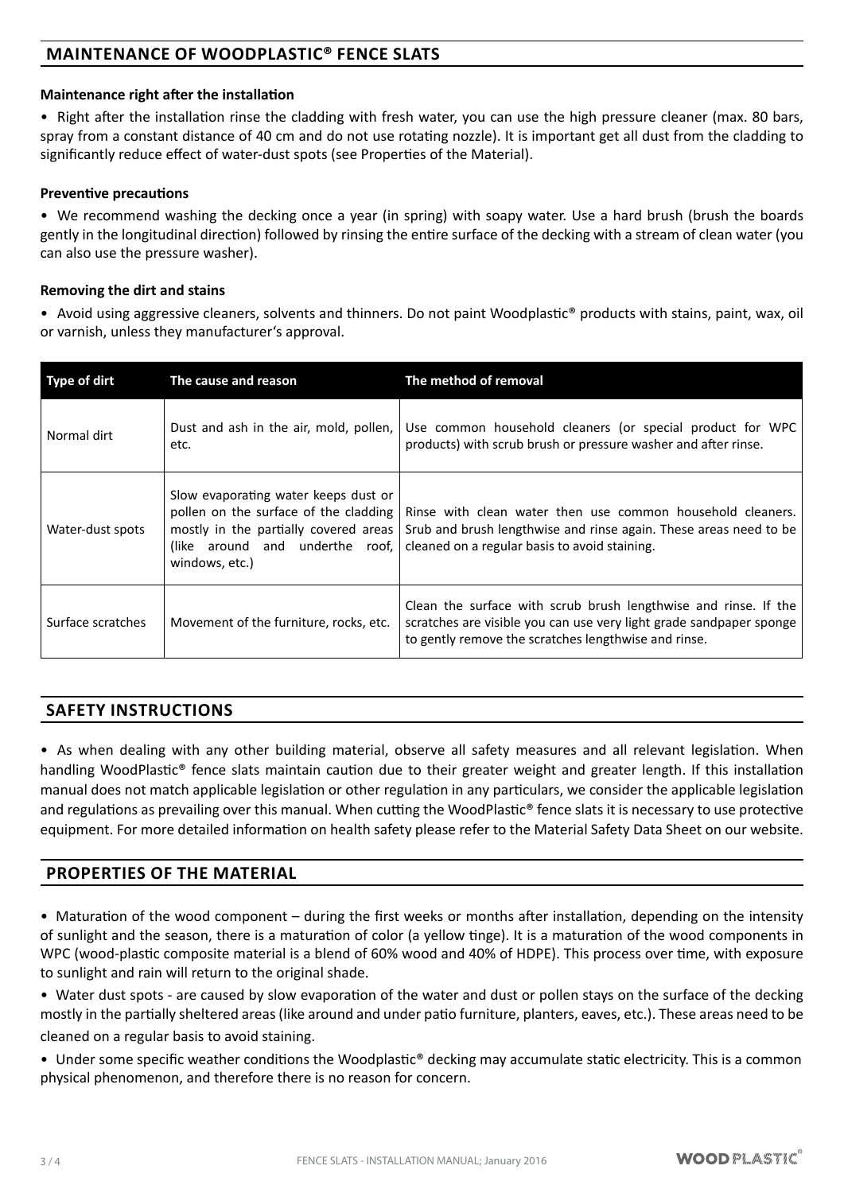## MAINTENANCE OF WOODPLASTIC® FENCE SLATS

**Maintenance right after the installation**

• Right after the installation rinse the cladding with fresh water, you can use the high pressure cleaner (max. 80 bars, spray from a constant distance of 40 cm and do not use rotating nozzle). It is important get all dust from the cladding to significantly reduce effect of water-dust spots (see Properties of the Material).

**Preventive precautions**

• We recommend washing the decking once a year (in spring) with soapy water. Use a hard brush (brush the boards gently in the longitudinal direction) followed by rinsing the entire surface of the decking with a stream of clean water (you can also use the pressure washer).

**Removing the dirt and stains**

• Avoid using aggressive cleaners, solvents and thinners. Do not paint Woodplastic® products with stains, paint, wax, oil or varnish, unless they manufacturer's approval.

| Type of dirt | The cause and reason | The method of removal |
|---|---|---|
| Normal dirt | Dust and ash in the air, mold, pollen, etc. | Use common household cleaners (or special product for WPC products) with scrub brush or pressure washer and after rinse. |
| Water-dust spots | Slow evaporating water keeps dust or pollen on the surface of the cladding mostly in the partially covered areas (like around and underthe roof, windows, etc.) | Rinse with clean water then use common household cleaners. Srub and brush lengthwise and rinse again. These areas need to be cleaned on a regular basis to avoid staining. |
| Surface scratches | Movement of the furniture, rocks, etc. | Clean the surface with scrub brush lengthwise and rinse. If the scratches are visible you can use very light grade sandpaper sponge to gently remove the scratches lengthwise and rinse. |

## SAFETY INSTRUCTIONS

• As when dealing with any other building material, observe all safety measures and all relevant legislation. When handling WoodPlastic® fence slats maintain caution due to their greater weight and greater length. If this installation manual does not match applicable legislation or other regulation in any particulars, we consider the applicable legislation and regulations as prevailing over this manual. When cutting the WoodPlastic® fence slats it is necessary to use protective equipment. For more detailed information on health safety please refer to the Material Safety Data Sheet on our website.

## PROPERTIES OF THE MATERIAL

• Maturation of the wood component – during the first weeks or months after installation, depending on the intensity of sunlight and the season, there is a maturation of color (a yellow tinge). It is a maturation of the wood components in WPC (wood-plastic composite material is a blend of 60% wood and 40% of HDPE). This process over time, with exposure to sunlight and rain will return to the original shade.

• Water dust spots - are caused by slow evaporation of the water and dust or pollen stays on the surface of the decking mostly in the partially sheltered areas (like around and under patio furniture, planters, eaves, etc.). These areas need to be cleaned on a regular basis to avoid staining.

• Under some specific weather conditions the Woodplastic® decking may accumulate static electricity. This is a common physical phenomenon, and therefore there is no reason for concern.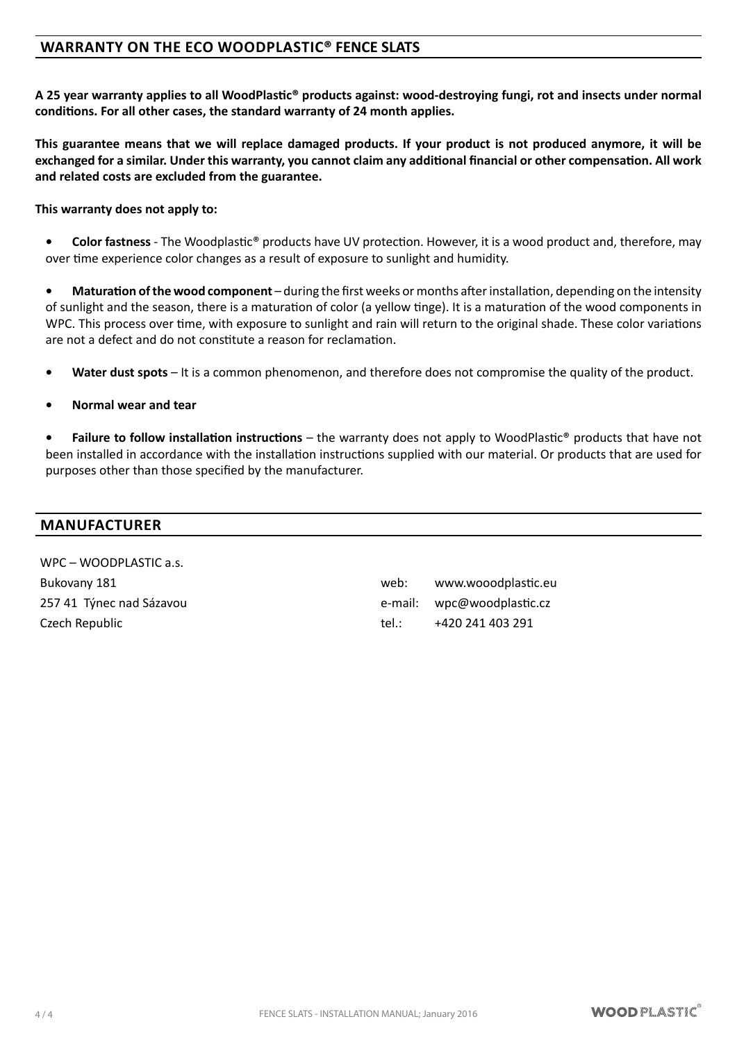## WARRANTY ON THE ECO WOODPLASTIC® FENCE SLATS

**A 25 year warranty applies to all WoodPlastic® products against: wood-destroying fungi, rot and insects under normal conditions. For all other cases, the standard warranty of 24 month applies.**

**This guarantee means that we will replace damaged products. If your product is not produced anymore, it will be exchanged for a similar. Under this warranty, you cannot claim any additional financial or other compensation. All work and related costs are excluded from the guarantee.**

**This warranty does not apply to:**

- **Color fastness** - The Woodplastic® products have UV protection. However, it is a wood product and, therefore, may over time experience color changes as a result of exposure to sunlight and humidity.
- **Maturation of the wood component** – during the first weeks or months after installation, depending on the intensity of sunlight and the season, there is a maturation of color (a yellow tinge). It is a maturation of the wood components in WPC. This process over time, with exposure to sunlight and rain will return to the original shade. These color variations are not a defect and do not constitute a reason for reclamation.
- **Water dust spots** – It is a common phenomenon, and therefore does not compromise the quality of the product.
- **Normal wear and tear**
- **Failure to follow installation instructions** – the warranty does not apply to WoodPlastic® products that have not been installed in accordance with the installation instructions supplied with our material. Or products that are used for purposes other than those specified by the manufacturer.

## MANUFACTURER

WPC – WOODPLASTIC a.s.
Bukovany 181
257 41 Týnec nad Sázavou
Czech Republic

web: www.wooodplastic.eu
e-mail: wpc@woodplastic.cz
tel.: +420 241 403 291